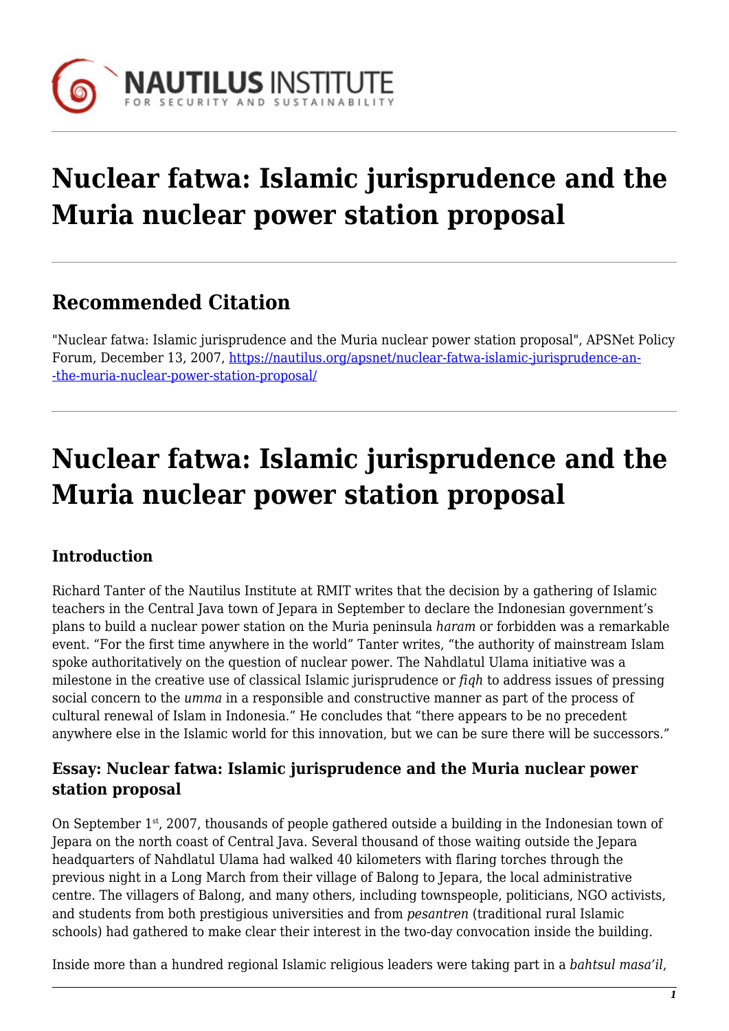# Nuclear fatwa: Islamic jurisprudence and the Muria nuclear power station proposal

## Recommended Citation

"Nuclear fatwa: Islamic jurisprudence and the Muria nuclear power station proposal", APSNet Policy Forum, December 13, 2007, https://nautilus.org/apsnet/nuclear-fatwa-islamic-jurisprudence-an--the-muria-nuclear-power-station-proposal/

# Nuclear fatwa: Islamic jurisprudence and the Muria nuclear power station proposal

### Introduction

Richard Tanter of the Nautilus Institute at RMIT writes that the decision by a gathering of Islamic teachers in the Central Java town of Jepara in September to declare the Indonesian government's plans to build a nuclear power station on the Muria peninsula *haram* or forbidden was a remarkable event. "For the first time anywhere in the world" Tanter writes, "the authority of mainstream Islam spoke authoritatively on the question of nuclear power. The Nahdlatul Ulama initiative was a milestone in the creative use of classical Islamic jurisprudence or *fiqh* to address issues of pressing social concern to the *umma* in a responsible and constructive manner as part of the process of cultural renewal of Islam in Indonesia." He concludes that "there appears to be no precedent anywhere else in the Islamic world for this innovation, but we can be sure there will be successors."

### Essay: Nuclear fatwa: Islamic jurisprudence and the Muria nuclear power station proposal

On September 1st, 2007, thousands of people gathered outside a building in the Indonesian town of Jepara on the north coast of Central Java. Several thousand of those waiting outside the Jepara headquarters of Nahdlatul Ulama had walked 40 kilometers with flaring torches through the previous night in a Long March from their village of Balong to Jepara, the local administrative centre. The villagers of Balong, and many others, including townspeople, politicians, NGO activists, and students from both prestigious universities and from *pesantren* (traditional rural Islamic schools) had gathered to make clear their interest in the two-day convocation inside the building.

Inside more than a hundred regional Islamic religious leaders were taking part in a *bahtsul masa'il*,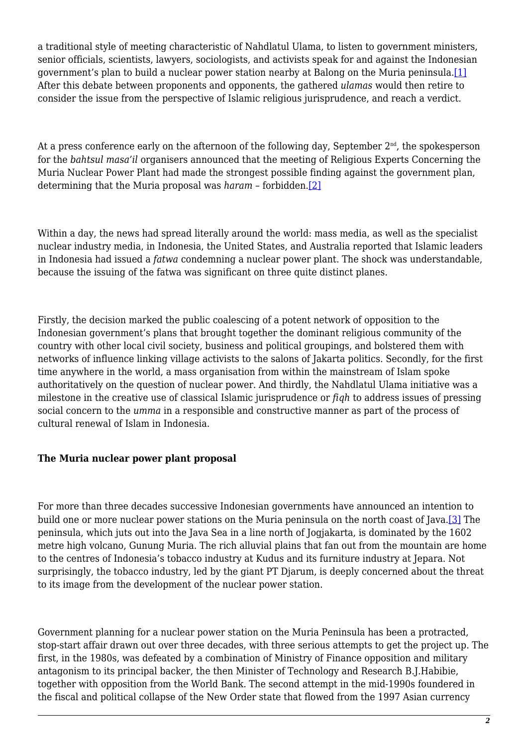a traditional style of meeting characteristic of Nahdlatul Ulama, to listen to government ministers, senior officials, scientists, lawyers, sociologists, and activists speak for and against the Indonesian government's plan to build a nuclear power station nearby at Balong on the Muria peninsula.[1] After this debate between proponents and opponents, the gathered *ulamas* would then retire to consider the issue from the perspective of Islamic religious jurisprudence, and reach a verdict.

At a press conference early on the afternoon of the following day, September 2nd, the spokesperson for the *bahtsul masa'il* organisers announced that the meeting of Religious Experts Concerning the Muria Nuclear Power Plant had made the strongest possible finding against the government plan, determining that the Muria proposal was *haram* – forbidden.[2]

Within a day, the news had spread literally around the world: mass media, as well as the specialist nuclear industry media, in Indonesia, the United States, and Australia reported that Islamic leaders in Indonesia had issued a *fatwa* condemning a nuclear power plant. The shock was understandable, because the issuing of the fatwa was significant on three quite distinct planes.

Firstly, the decision marked the public coalescing of a potent network of opposition to the Indonesian government's plans that brought together the dominant religious community of the country with other local civil society, business and political groupings, and bolstered them with networks of influence linking village activists to the salons of Jakarta politics. Secondly, for the first time anywhere in the world, a mass organisation from within the mainstream of Islam spoke authoritatively on the question of nuclear power. And thirdly, the Nahdlatul Ulama initiative was a milestone in the creative use of classical Islamic jurisprudence or *fiqh* to address issues of pressing social concern to the *umma* in a responsible and constructive manner as part of the process of cultural renewal of Islam in Indonesia.

**The Muria nuclear power plant proposal**

For more than three decades successive Indonesian governments have announced an intention to build one or more nuclear power stations on the Muria peninsula on the north coast of Java.[3] The peninsula, which juts out into the Java Sea in a line north of Jogjakarta, is dominated by the 1602 metre high volcano, Gunung Muria. The rich alluvial plains that fan out from the mountain are home to the centres of Indonesia's tobacco industry at Kudus and its furniture industry at Jepara. Not surprisingly, the tobacco industry, led by the giant PT Djarum, is deeply concerned about the threat to its image from the development of the nuclear power station.

Government planning for a nuclear power station on the Muria Peninsula has been a protracted, stop-start affair drawn out over three decades, with three serious attempts to get the project up. The first, in the 1980s, was defeated by a combination of Ministry of Finance opposition and military antagonism to its principal backer, the then Minister of Technology and Research B.J.Habibie, together with opposition from the World Bank. The second attempt in the mid-1990s foundered in the fiscal and political collapse of the New Order state that flowed from the 1997 Asian currency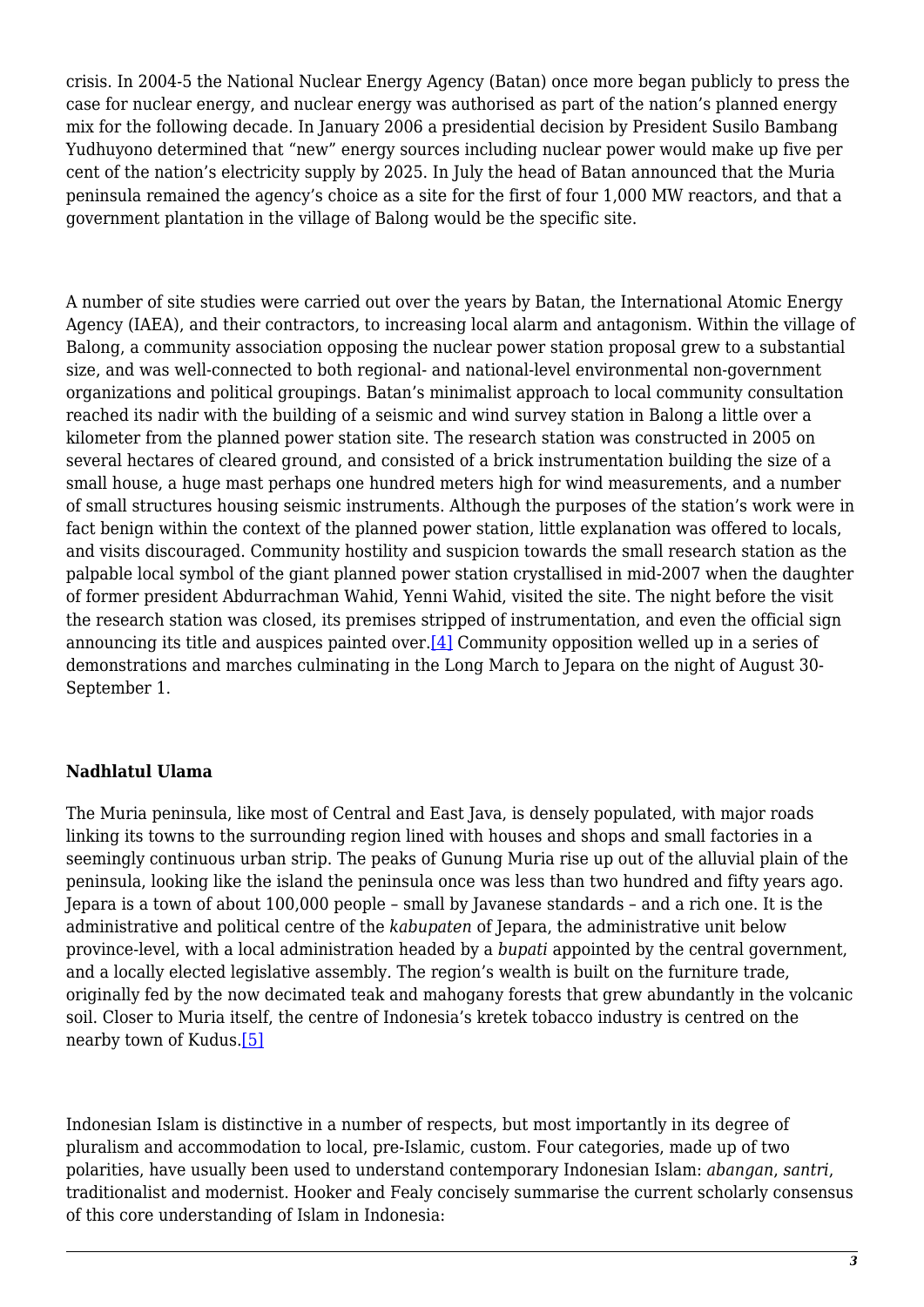crisis. In 2004-5 the National Nuclear Energy Agency (Batan) once more began publicly to press the case for nuclear energy, and nuclear energy was authorised as part of the nation's planned energy mix for the following decade. In January 2006 a presidential decision by President Susilo Bambang Yudhuyono determined that "new" energy sources including nuclear power would make up five per cent of the nation's electricity supply by 2025. In July the head of Batan announced that the Muria peninsula remained the agency's choice as a site for the first of four 1,000 MW reactors, and that a government plantation in the village of Balong would be the specific site.

A number of site studies were carried out over the years by Batan, the International Atomic Energy Agency (IAEA), and their contractors, to increasing local alarm and antagonism. Within the village of Balong, a community association opposing the nuclear power station proposal grew to a substantial size, and was well-connected to both regional- and national-level environmental non-government organizations and political groupings. Batan's minimalist approach to local community consultation reached its nadir with the building of a seismic and wind survey station in Balong a little over a kilometer from the planned power station site. The research station was constructed in 2005 on several hectares of cleared ground, and consisted of a brick instrumentation building the size of a small house, a huge mast perhaps one hundred meters high for wind measurements, and a number of small structures housing seismic instruments. Although the purposes of the station's work were in fact benign within the context of the planned power station, little explanation was offered to locals, and visits discouraged. Community hostility and suspicion towards the small research station as the palpable local symbol of the giant planned power station crystallised in mid-2007 when the daughter of former president Abdurrachman Wahid, Yenni Wahid, visited the site. The night before the visit the research station was closed, its premises stripped of instrumentation, and even the official sign announcing its title and auspices painted over.[4] Community opposition welled up in a series of demonstrations and marches culminating in the Long March to Jepara on the night of August 30-September 1.

**Nadhlatul Ulama**

The Muria peninsula, like most of Central and East Java, is densely populated, with major roads linking its towns to the surrounding region lined with houses and shops and small factories in a seemingly continuous urban strip. The peaks of Gunung Muria rise up out of the alluvial plain of the peninsula, looking like the island the peninsula once was less than two hundred and fifty years ago. Jepara is a town of about 100,000 people – small by Javanese standards – and a rich one. It is the administrative and political centre of the *kabupaten* of Jepara, the administrative unit below province-level, with a local administration headed by a *bupati* appointed by the central government, and a locally elected legislative assembly. The region's wealth is built on the furniture trade, originally fed by the now decimated teak and mahogany forests that grew abundantly in the volcanic soil. Closer to Muria itself, the centre of Indonesia's kretek tobacco industry is centred on the nearby town of Kudus.[5]

Indonesian Islam is distinctive in a number of respects, but most importantly in its degree of pluralism and accommodation to local, pre-Islamic, custom. Four categories, made up of two polarities, have usually been used to understand contemporary Indonesian Islam: *abangan*, *santri*, traditionalist and modernist. Hooker and Fealy concisely summarise the current scholarly consensus of this core understanding of Islam in Indonesia: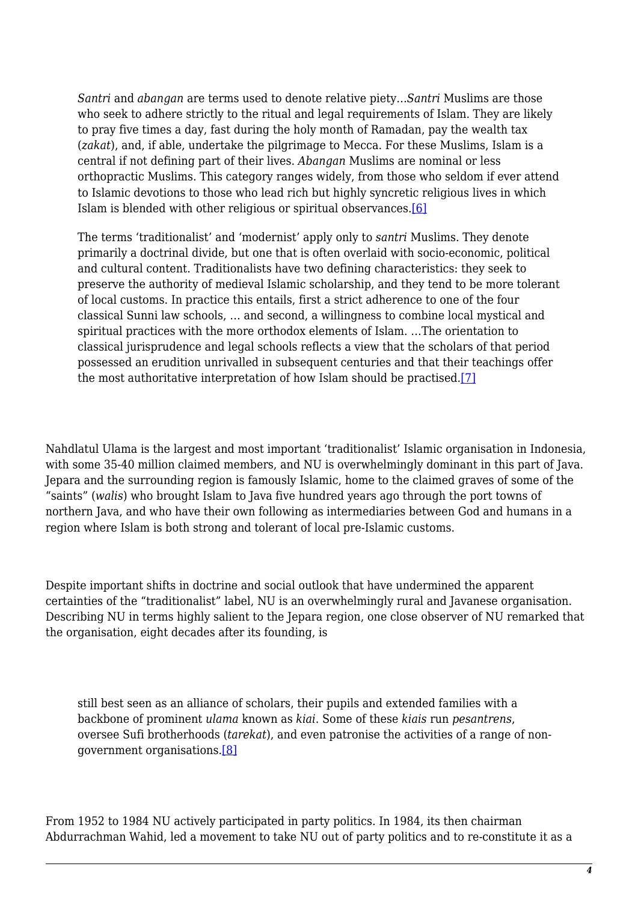> *Santri* and *abangan* are terms used to denote relative piety…*Santri* Muslims are those who seek to adhere strictly to the ritual and legal requirements of Islam. They are likely to pray five times a day, fast during the holy month of Ramadan, pay the wealth tax (*zakat*), and, if able, undertake the pilgrimage to Mecca. For these Muslims, Islam is a central if not defining part of their lives. *Abangan* Muslims are nominal or less orthopractic Muslims. This category ranges widely, from those who seldom if ever attend to Islamic devotions to those who lead rich but highly syncretic religious lives in which Islam is blended with other religious or spiritual observances.[6]
>
> The terms 'traditionalist' and 'modernist' apply only to *santri* Muslims. They denote primarily a doctrinal divide, but one that is often overlaid with socio-economic, political and cultural content. Traditionalists have two defining characteristics: they seek to preserve the authority of medieval Islamic scholarship, and they tend to be more tolerant of local customs. In practice this entails, first a strict adherence to one of the four classical Sunni law schools, … and second, a willingness to combine local mystical and spiritual practices with the more orthodox elements of Islam. …The orientation to classical jurisprudence and legal schools reflects a view that the scholars of that period possessed an erudition unrivalled in subsequent centuries and that their teachings offer the most authoritative interpretation of how Islam should be practised.[7]

Nahdlatul Ulama is the largest and most important 'traditionalist' Islamic organisation in Indonesia, with some 35-40 million claimed members, and NU is overwhelmingly dominant in this part of Java. Jepara and the surrounding region is famously Islamic, home to the claimed graves of some of the "saints" (*walis*) who brought Islam to Java five hundred years ago through the port towns of northern Java, and who have their own following as intermediaries between God and humans in a region where Islam is both strong and tolerant of local pre-Islamic customs.

Despite important shifts in doctrine and social outlook that have undermined the apparent certainties of the "traditionalist" label, NU is an overwhelmingly rural and Javanese organisation. Describing NU in terms highly salient to the Jepara region, one close observer of NU remarked that the organisation, eight decades after its founding, is

> still best seen as an alliance of scholars, their pupils and extended families with a backbone of prominent *ulama* known as *kiai*. Some of these *kiais* run *pesantrens*, oversee Sufi brotherhoods (*tarekat*), and even patronise the activities of a range of non-government organisations.[8]

From 1952 to 1984 NU actively participated in party politics. In 1984, its then chairman Abdurrachman Wahid, led a movement to take NU out of party politics and to re-constitute it as a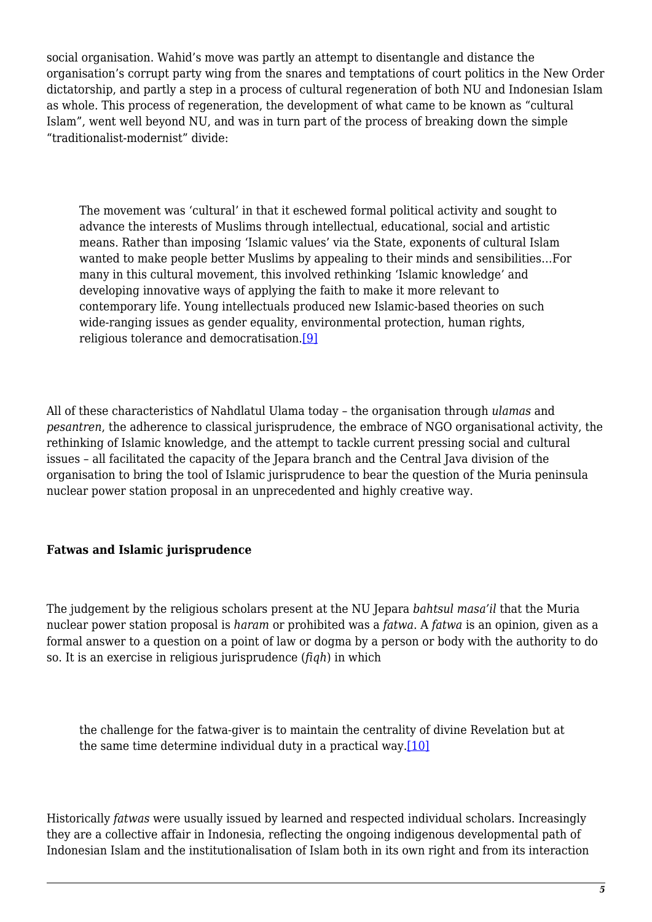social organisation. Wahid's move was partly an attempt to disentangle and distance the organisation's corrupt party wing from the snares and temptations of court politics in the New Order dictatorship, and partly a step in a process of cultural regeneration of both NU and Indonesian Islam as whole. This process of regeneration, the development of what came to be known as "cultural Islam", went well beyond NU, and was in turn part of the process of breaking down the simple "traditionalist-modernist" divide:

> The movement was 'cultural' in that it eschewed formal political activity and sought to advance the interests of Muslims through intellectual, educational, social and artistic means. Rather than imposing 'Islamic values' via the State, exponents of cultural Islam wanted to make people better Muslims by appealing to their minds and sensibilities…For many in this cultural movement, this involved rethinking 'Islamic knowledge' and developing innovative ways of applying the faith to make it more relevant to contemporary life. Young intellectuals produced new Islamic-based theories on such wide-ranging issues as gender equality, environmental protection, human rights, religious tolerance and democratisation.[9]

All of these characteristics of Nahdlatul Ulama today – the organisation through *ulamas* and *pesantren*, the adherence to classical jurisprudence, the embrace of NGO organisational activity, the rethinking of Islamic knowledge, and the attempt to tackle current pressing social and cultural issues – all facilitated the capacity of the Jepara branch and the Central Java division of the organisation to bring the tool of Islamic jurisprudence to bear the question of the Muria peninsula nuclear power station proposal in an unprecedented and highly creative way.

**Fatwas and Islamic jurisprudence**

The judgement by the religious scholars present at the NU Jepara *bahtsul masa'il* that the Muria nuclear power station proposal is *haram* or prohibited was a *fatwa*. A *fatwa* is an opinion, given as a formal answer to a question on a point of law or dogma by a person or body with the authority to do so. It is an exercise in religious jurisprudence (*fiqh*) in which

> the challenge for the fatwa-giver is to maintain the centrality of divine Revelation but at the same time determine individual duty in a practical way.[10]

Historically *fatwas* were usually issued by learned and respected individual scholars. Increasingly they are a collective affair in Indonesia, reflecting the ongoing indigenous developmental path of Indonesian Islam and the institutionalisation of Islam both in its own right and from its interaction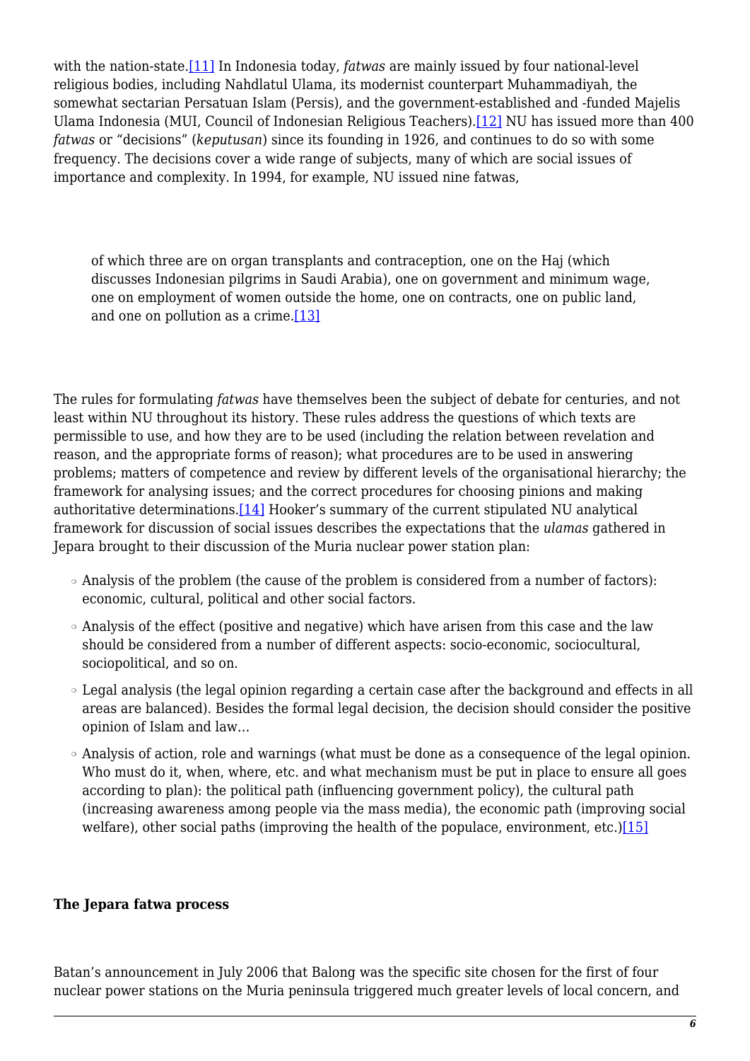with the nation-state.[11] In Indonesia today, *fatwas* are mainly issued by four national-level religious bodies, including Nahdlatul Ulama, its modernist counterpart Muhammadiyah, the somewhat sectarian Persatuan Islam (Persis), and the government-established and -funded Majelis Ulama Indonesia (MUI, Council of Indonesian Religious Teachers).[12] NU has issued more than 400 *fatwas* or "decisions" (*keputusan*) since its founding in 1926, and continues to do so with some frequency. The decisions cover a wide range of subjects, many of which are social issues of importance and complexity. In 1994, for example, NU issued nine fatwas,

> of which three are on organ transplants and contraception, one on the Haj (which discusses Indonesian pilgrims in Saudi Arabia), one on government and minimum wage, one on employment of women outside the home, one on contracts, one on public land, and one on pollution as a crime.[13]

The rules for formulating *fatwas* have themselves been the subject of debate for centuries, and not least within NU throughout its history. These rules address the questions of which texts are permissible to use, and how they are to be used (including the relation between revelation and reason, and the appropriate forms of reason); what procedures are to be used in answering problems; matters of competence and review by different levels of the organisational hierarchy; the framework for analysing issues; and the correct procedures for choosing pinions and making authoritative determinations.[14] Hooker's summary of the current stipulated NU analytical framework for discussion of social issues describes the expectations that the *ulamas* gathered in Jepara brought to their discussion of the Muria nuclear power station plan:

- Analysis of the problem (the cause of the problem is considered from a number of factors): economic, cultural, political and other social factors.
- Analysis of the effect (positive and negative) which have arisen from this case and the law should be considered from a number of different aspects: socio-economic, sociocultural, sociopolitical, and so on.
- Legal analysis (the legal opinion regarding a certain case after the background and effects in all areas are balanced). Besides the formal legal decision, the decision should consider the positive opinion of Islam and law…
- Analysis of action, role and warnings (what must be done as a consequence of the legal opinion. Who must do it, when, where, etc. and what mechanism must be put in place to ensure all goes according to plan): the political path (influencing government policy), the cultural path (increasing awareness among people via the mass media), the economic path (improving social welfare), other social paths (improving the health of the populace, environment, etc.)[15]

**The Jepara fatwa process**

Batan's announcement in July 2006 that Balong was the specific site chosen for the first of four nuclear power stations on the Muria peninsula triggered much greater levels of local concern, and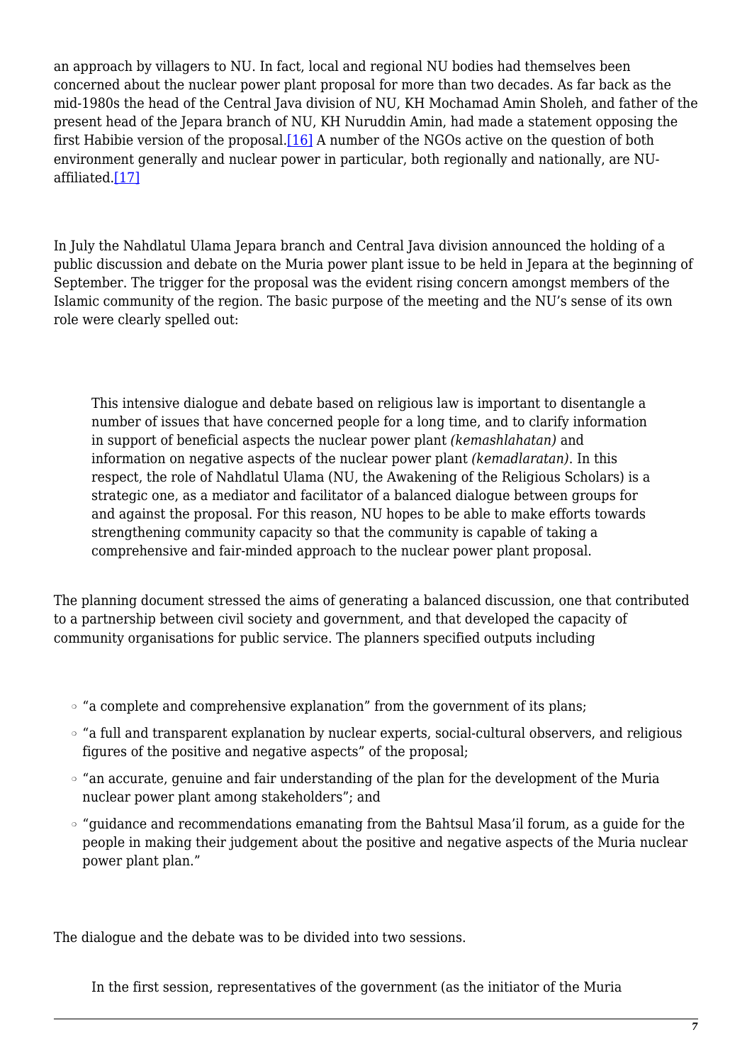an approach by villagers to NU. In fact, local and regional NU bodies had themselves been concerned about the nuclear power plant proposal for more than two decades. As far back as the mid-1980s the head of the Central Java division of NU, KH Mochamad Amin Sholeh, and father of the present head of the Jepara branch of NU, KH Nuruddin Amin, had made a statement opposing the first Habibie version of the proposal.[16] A number of the NGOs active on the question of both environment generally and nuclear power in particular, both regionally and nationally, are NU-affiliated.[17]

In July the Nahdlatul Ulama Jepara branch and Central Java division announced the holding of a public discussion and debate on the Muria power plant issue to be held in Jepara at the beginning of September. The trigger for the proposal was the evident rising concern amongst members of the Islamic community of the region. The basic purpose of the meeting and the NU's sense of its own role were clearly spelled out:

> This intensive dialogue and debate based on religious law is important to disentangle a number of issues that have concerned people for a long time, and to clarify information in support of beneficial aspects the nuclear power plant *(kemashlahatan)* and information on negative aspects of the nuclear power plant *(kemadlaratan)*. In this respect, the role of Nahdlatul Ulama (NU, the Awakening of the Religious Scholars) is a strategic one, as a mediator and facilitator of a balanced dialogue between groups for and against the proposal. For this reason, NU hopes to be able to make efforts towards strengthening community capacity so that the community is capable of taking a comprehensive and fair-minded approach to the nuclear power plant proposal.

The planning document stressed the aims of generating a balanced discussion, one that contributed to a partnership between civil society and government, and that developed the capacity of community organisations for public service. The planners specified outputs including

- "a complete and comprehensive explanation" from the government of its plans;
- "a full and transparent explanation by nuclear experts, social-cultural observers, and religious figures of the positive and negative aspects" of the proposal;
- "an accurate, genuine and fair understanding of the plan for the development of the Muria nuclear power plant among stakeholders"; and
- "guidance and recommendations emanating from the Bahtsul Masa'il forum, as a guide for the people in making their judgement about the positive and negative aspects of the Muria nuclear power plant plan."

The dialogue and the debate was to be divided into two sessions.

> In the first session, representatives of the government (as the initiator of the Muria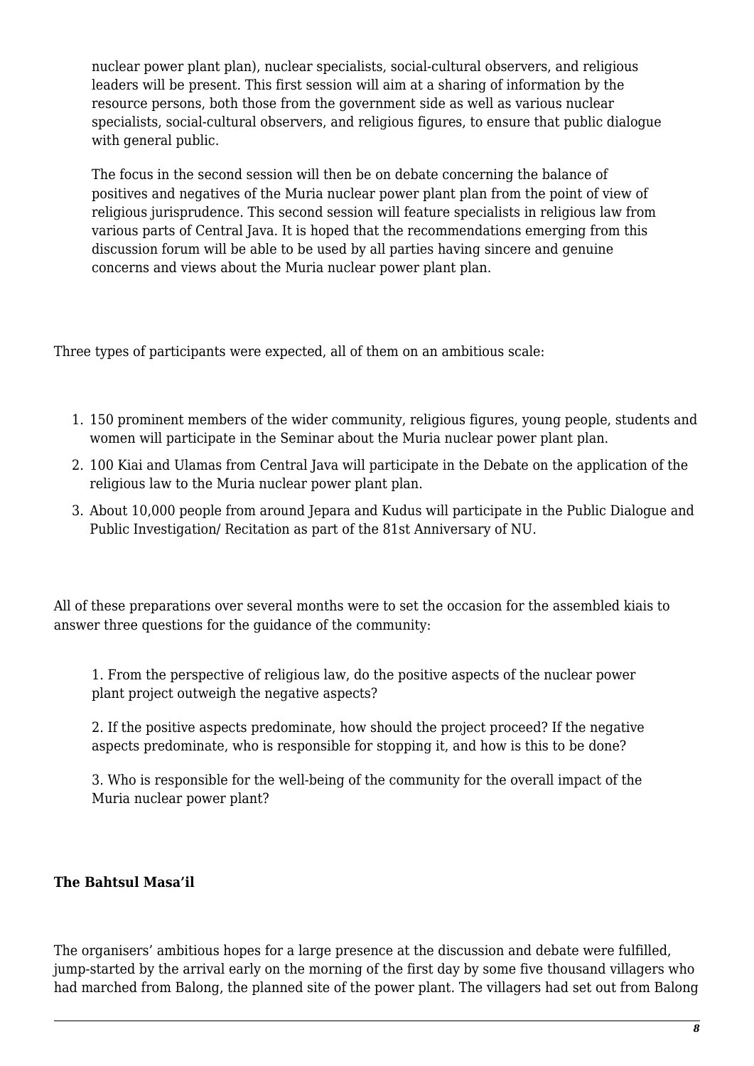nuclear power plant plan), nuclear specialists, social-cultural observers, and religious leaders will be present. This first session will aim at a sharing of information by the resource persons, both those from the government side as well as various nuclear specialists, social-cultural observers, and religious figures, to ensure that public dialogue with general public.

The focus in the second session will then be on debate concerning the balance of positives and negatives of the Muria nuclear power plant plan from the point of view of religious jurisprudence. This second session will feature specialists in religious law from various parts of Central Java. It is hoped that the recommendations emerging from this discussion forum will be able to be used by all parties having sincere and genuine concerns and views about the Muria nuclear power plant plan.

Three types of participants were expected, all of them on an ambitious scale:

1. 150 prominent members of the wider community, religious figures, young people, students and women will participate in the Seminar about the Muria nuclear power plant plan.
2. 100 Kiai and Ulamas from Central Java will participate in the Debate on the application of the religious law to the Muria nuclear power plant plan.
3. About 10,000 people from around Jepara and Kudus will participate in the Public Dialogue and Public Investigation/ Recitation as part of the 81st Anniversary of NU.

All of these preparations over several months were to set the occasion for the assembled kiais to answer three questions for the guidance of the community:

1. From the perspective of religious law, do the positive aspects of the nuclear power plant project outweigh the negative aspects?

2. If the positive aspects predominate, how should the project proceed? If the negative aspects predominate, who is responsible for stopping it, and how is this to be done?

3. Who is responsible for the well-being of the community for the overall impact of the Muria nuclear power plant?

**The Bahtsul Masa'il**

The organisers' ambitious hopes for a large presence at the discussion and debate were fulfilled, jump-started by the arrival early on the morning of the first day by some five thousand villagers who had marched from Balong, the planned site of the power plant. The villagers had set out from Balong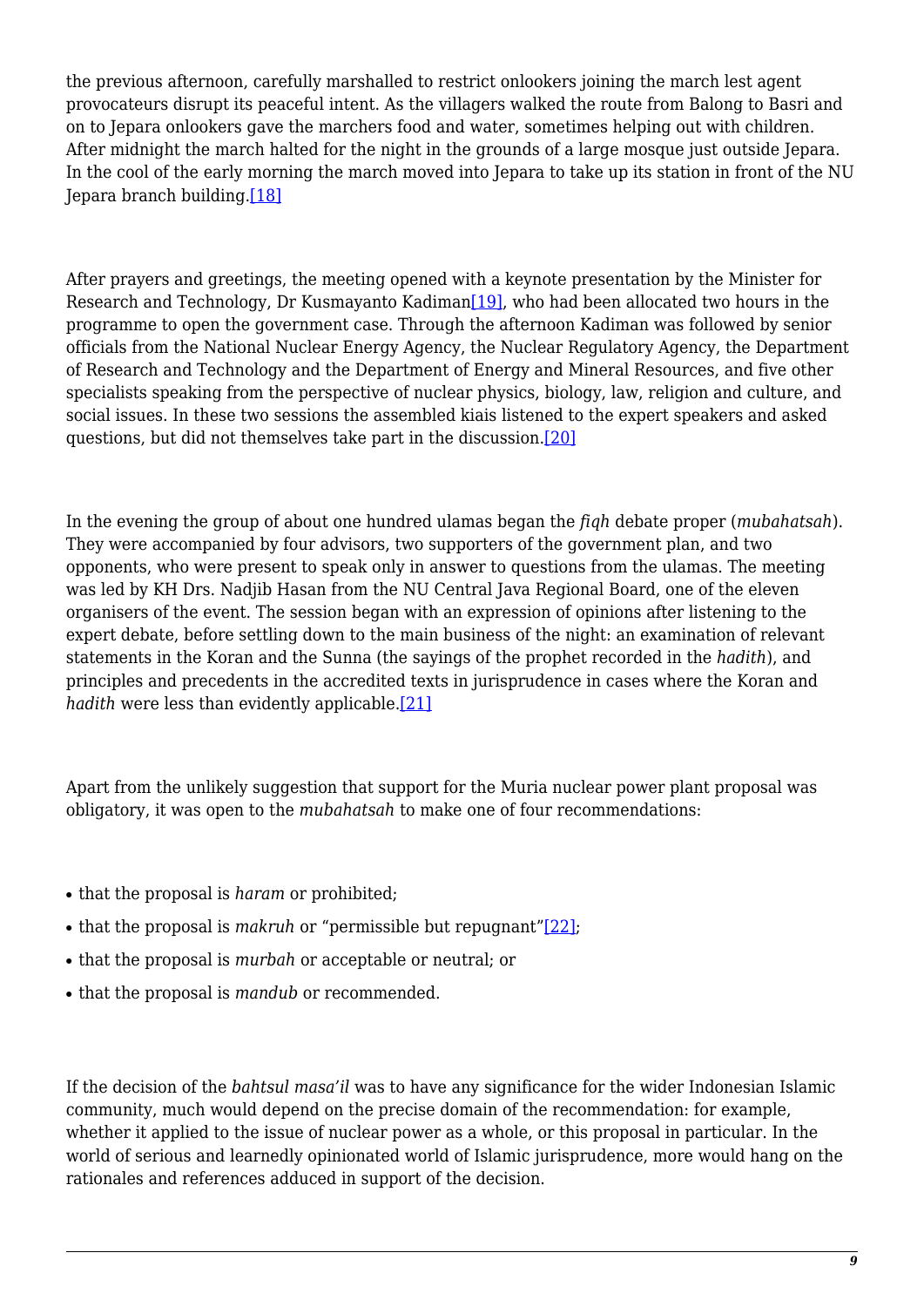the previous afternoon, carefully marshalled to restrict onlookers joining the march lest agent provocateurs disrupt its peaceful intent. As the villagers walked the route from Balong to Basri and on to Jepara onlookers gave the marchers food and water, sometimes helping out with children. After midnight the march halted for the night in the grounds of a large mosque just outside Jepara. In the cool of the early morning the march moved into Jepara to take up its station in front of the NU Jepara branch building.[18]

After prayers and greetings, the meeting opened with a keynote presentation by the Minister for Research and Technology, Dr Kusmayanto Kadiman[19], who had been allocated two hours in the programme to open the government case. Through the afternoon Kadiman was followed by senior officials from the National Nuclear Energy Agency, the Nuclear Regulatory Agency, the Department of Research and Technology and the Department of Energy and Mineral Resources, and five other specialists speaking from the perspective of nuclear physics, biology, law, religion and culture, and social issues. In these two sessions the assembled kiais listened to the expert speakers and asked questions, but did not themselves take part in the discussion.[20]

In the evening the group of about one hundred ulamas began the *fiqh* debate proper (*mubahatsah*). They were accompanied by four advisors, two supporters of the government plan, and two opponents, who were present to speak only in answer to questions from the ulamas. The meeting was led by KH Drs. Nadjib Hasan from the NU Central Java Regional Board, one of the eleven organisers of the event. The session began with an expression of opinions after listening to the expert debate, before settling down to the main business of the night: an examination of relevant statements in the Koran and the Sunna (the sayings of the prophet recorded in the *hadith*), and principles and precedents in the accredited texts in jurisprudence in cases where the Koran and *hadith* were less than evidently applicable.[21]

Apart from the unlikely suggestion that support for the Muria nuclear power plant proposal was obligatory, it was open to the *mubahatsah* to make one of four recommendations:

- that the proposal is *haram* or prohibited;
- that the proposal is *makruh* or “permissible but repugnant”[22];
- that the proposal is *murbah* or acceptable or neutral; or
- that the proposal is *mandub* or recommended.

If the decision of the *bahtsul masa’il* was to have any significance for the wider Indonesian Islamic community, much would depend on the precise domain of the recommendation: for example, whether it applied to the issue of nuclear power as a whole, or this proposal in particular. In the world of serious and learnedly opinionated world of Islamic jurisprudence, more would hang on the rationales and references adduced in support of the decision.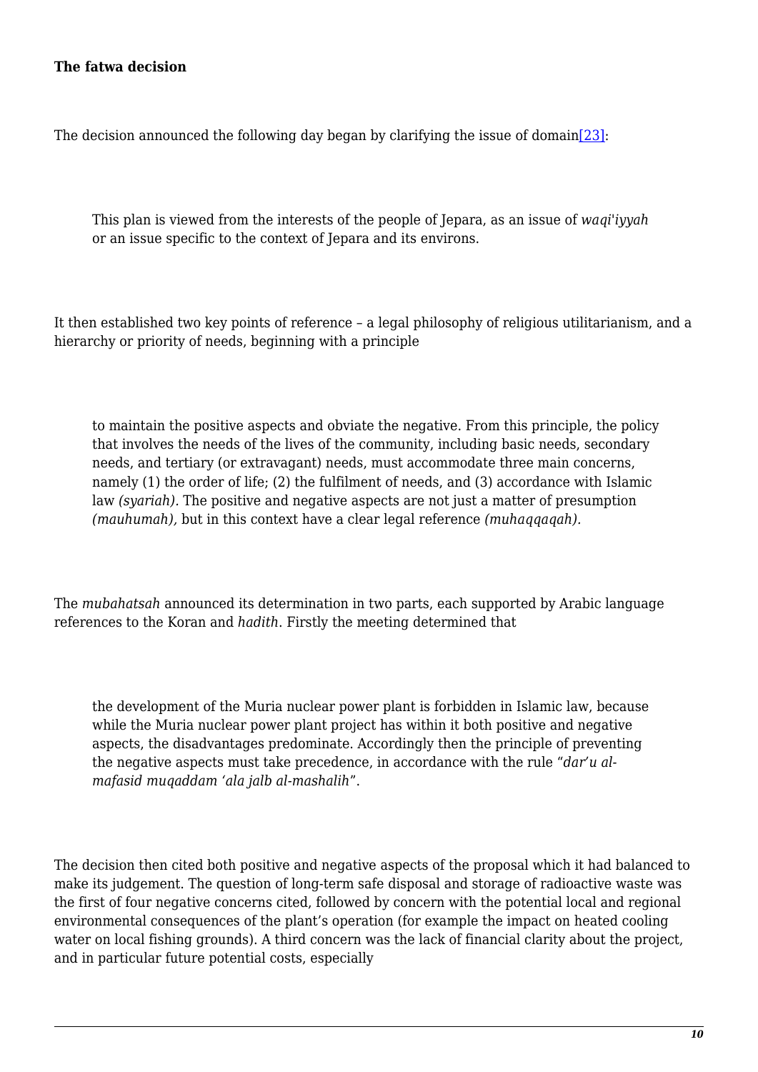**The fatwa decision**

The decision announced the following day began by clarifying the issue of domain[23]:

> This plan is viewed from the interests of the people of Jepara, as an issue of *waqi'iyyah* or an issue specific to the context of Jepara and its environs.

It then established two key points of reference – a legal philosophy of religious utilitarianism, and a hierarchy or priority of needs, beginning with a principle

> to maintain the positive aspects and obviate the negative. From this principle, the policy that involves the needs of the lives of the community, including basic needs, secondary needs, and tertiary (or extravagant) needs, must accommodate three main concerns, namely (1) the order of life; (2) the fulfilment of needs, and (3) accordance with Islamic law *(syariah).* The positive and negative aspects are not just a matter of presumption *(mauhumah),* but in this context have a clear legal reference *(muhaqqaqah).*

The *mubahatsah* announced its determination in two parts, each supported by Arabic language references to the Koran and *hadith*. Firstly the meeting determined that

> the development of the Muria nuclear power plant is forbidden in Islamic law, because while the Muria nuclear power plant project has within it both positive and negative aspects, the disadvantages predominate. Accordingly then the principle of preventing the negative aspects must take precedence, in accordance with the rule "*dar'u al-mafasid muqaddam 'ala jalb al-mashalih*".

The decision then cited both positive and negative aspects of the proposal which it had balanced to make its judgement. The question of long-term safe disposal and storage of radioactive waste was the first of four negative concerns cited, followed by concern with the potential local and regional environmental consequences of the plant's operation (for example the impact on heated cooling water on local fishing grounds). A third concern was the lack of financial clarity about the project, and in particular future potential costs, especially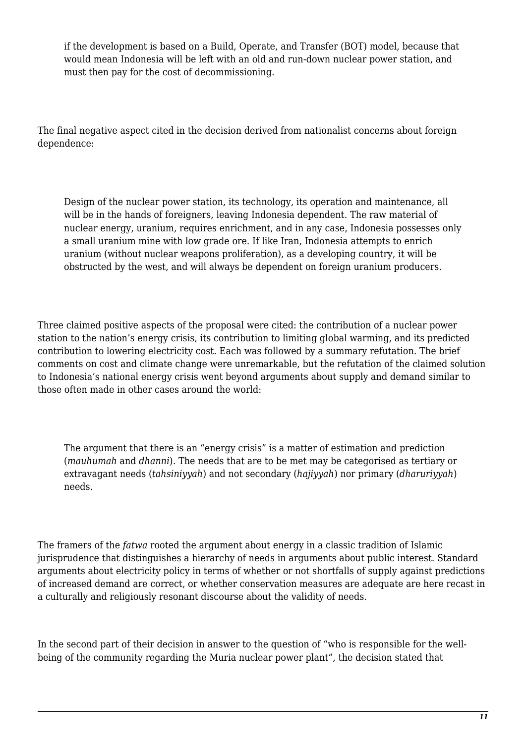> if the development is based on a Build, Operate, and Transfer (BOT) model, because that would mean Indonesia will be left with an old and run-down nuclear power station, and must then pay for the cost of decommissioning.

The final negative aspect cited in the decision derived from nationalist concerns about foreign dependence:

> Design of the nuclear power station, its technology, its operation and maintenance, all will be in the hands of foreigners, leaving Indonesia dependent. The raw material of nuclear energy, uranium, requires enrichment, and in any case, Indonesia possesses only a small uranium mine with low grade ore. If like Iran, Indonesia attempts to enrich uranium (without nuclear weapons proliferation), as a developing country, it will be obstructed by the west, and will always be dependent on foreign uranium producers.

Three claimed positive aspects of the proposal were cited: the contribution of a nuclear power station to the nation's energy crisis, its contribution to limiting global warming, and its predicted contribution to lowering electricity cost. Each was followed by a summary refutation. The brief comments on cost and climate change were unremarkable, but the refutation of the claimed solution to Indonesia's national energy crisis went beyond arguments about supply and demand similar to those often made in other cases around the world:

> The argument that there is an "energy crisis" is a matter of estimation and prediction (*mauhumah* and *dhanni*). The needs that are to be met may be categorised as tertiary or extravagant needs (*tahsiniyyah*) and not secondary (*hajiyyah*) nor primary (*dharuriyyah*) needs.

The framers of the *fatwa* rooted the argument about energy in a classic tradition of Islamic jurisprudence that distinguishes a hierarchy of needs in arguments about public interest. Standard arguments about electricity policy in terms of whether or not shortfalls of supply against predictions of increased demand are correct, or whether conservation measures are adequate are here recast in a culturally and religiously resonant discourse about the validity of needs.

In the second part of their decision in answer to the question of "who is responsible for the well-being of the community regarding the Muria nuclear power plant", the decision stated that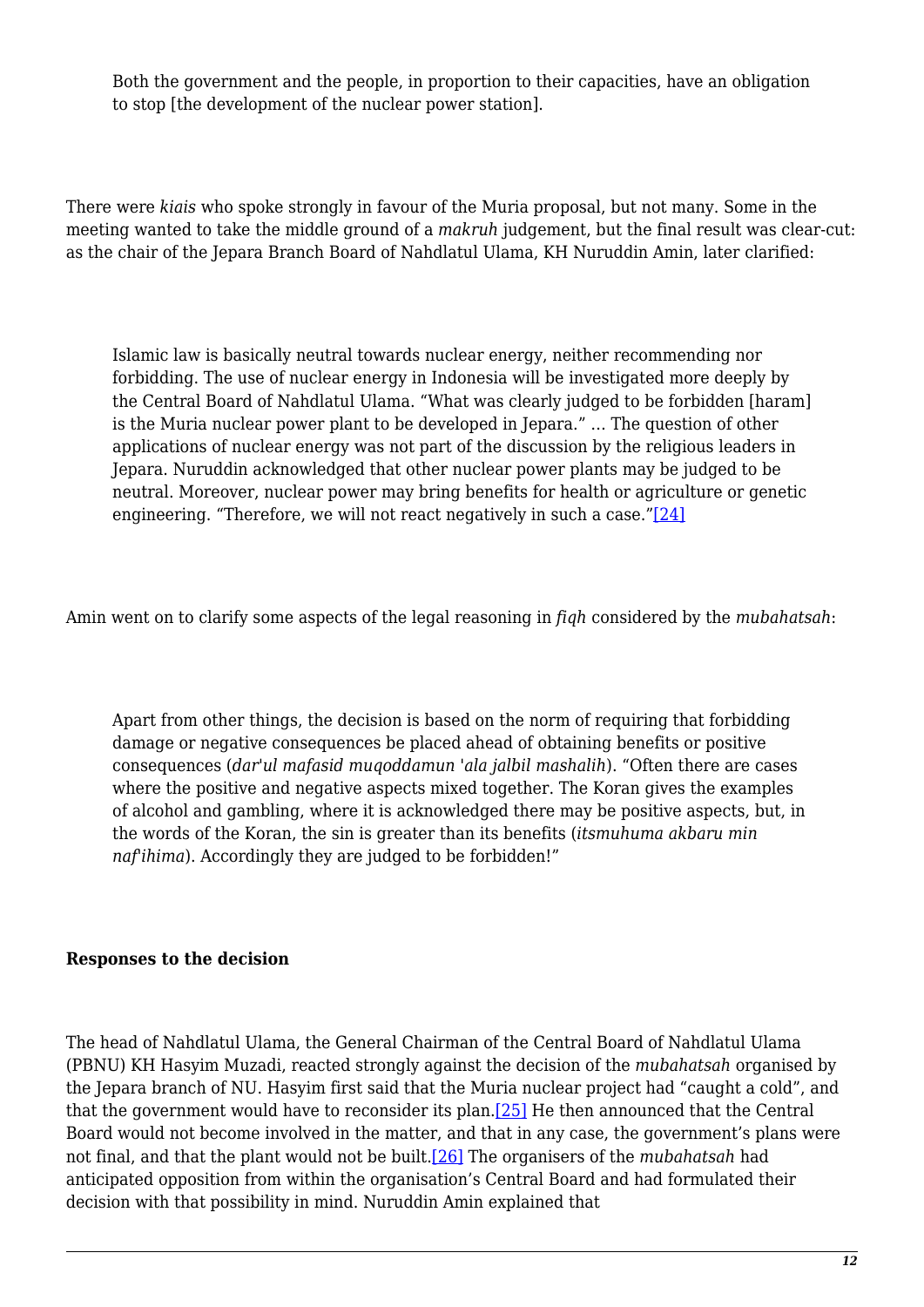> Both the government and the people, in proportion to their capacities, have an obligation to stop [the development of the nuclear power station].

There were *kiais* who spoke strongly in favour of the Muria proposal, but not many. Some in the meeting wanted to take the middle ground of a *makruh* judgement, but the final result was clear-cut: as the chair of the Jepara Branch Board of Nahdlatul Ulama, KH Nuruddin Amin, later clarified:

> Islamic law is basically neutral towards nuclear energy, neither recommending nor forbidding. The use of nuclear energy in Indonesia will be investigated more deeply by the Central Board of Nahdlatul Ulama. "What was clearly judged to be forbidden [haram] is the Muria nuclear power plant to be developed in Jepara." … The question of other applications of nuclear energy was not part of the discussion by the religious leaders in Jepara. Nuruddin acknowledged that other nuclear power plants may be judged to be neutral. Moreover, nuclear power may bring benefits for health or agriculture or genetic engineering. "Therefore, we will not react negatively in such a case."[24]

Amin went on to clarify some aspects of the legal reasoning in *fiqh* considered by the *mubahatsah*:

> Apart from other things, the decision is based on the norm of requiring that forbidding damage or negative consequences be placed ahead of obtaining benefits or positive consequences (*dar'ul mafasid muqoddamun 'ala jalbil mashalih*). "Often there are cases where the positive and negative aspects mixed together. The Koran gives the examples of alcohol and gambling, where it is acknowledged there may be positive aspects, but, in the words of the Koran, the sin is greater than its benefits (*itsmuhuma akbaru min naf'ihima*). Accordingly they are judged to be forbidden!"

**Responses to the decision**

The head of Nahdlatul Ulama, the General Chairman of the Central Board of Nahdlatul Ulama (PBNU) KH Hasyim Muzadi, reacted strongly against the decision of the *mubahatsah* organised by the Jepara branch of NU. Hasyim first said that the Muria nuclear project had "caught a cold", and that the government would have to reconsider its plan.[25] He then announced that the Central Board would not become involved in the matter, and that in any case, the government's plans were not final, and that the plant would not be built.[26] The organisers of the *mubahatsah* had anticipated opposition from within the organisation's Central Board and had formulated their decision with that possibility in mind. Nuruddin Amin explained that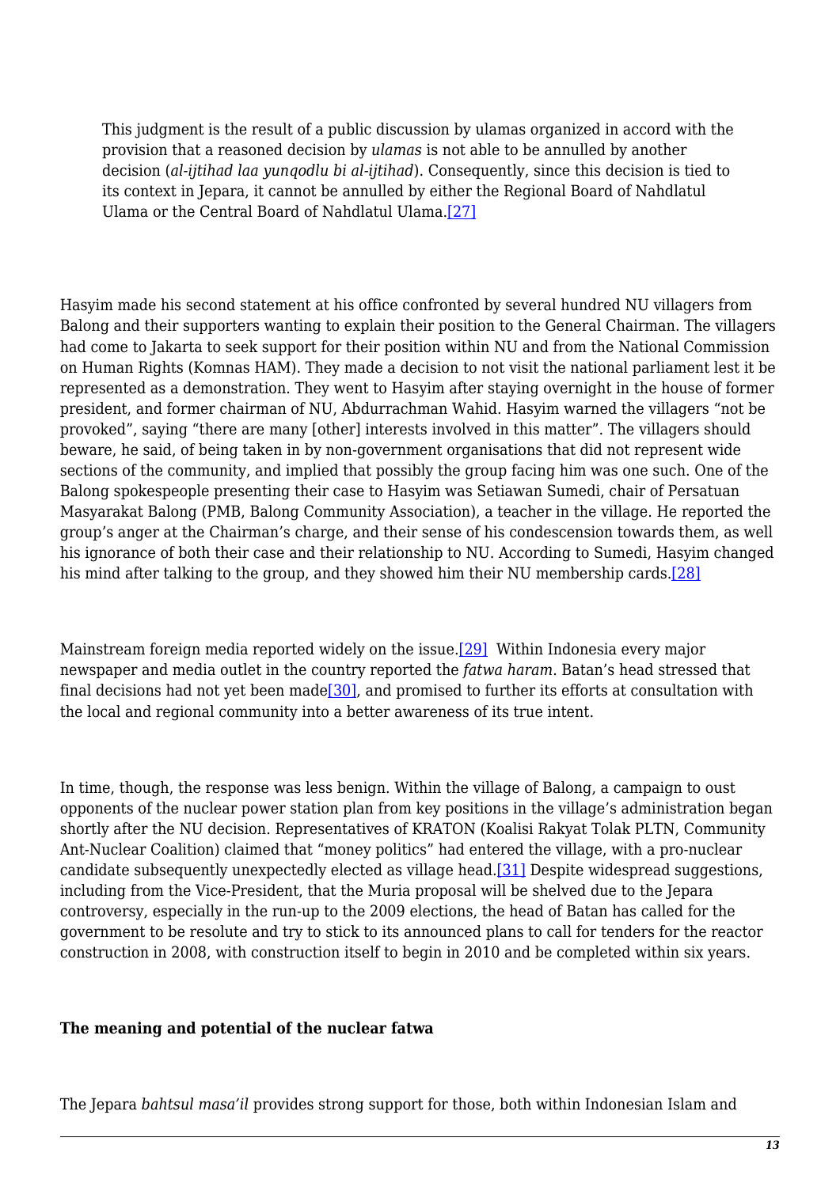> This judgment is the result of a public discussion by ulamas organized in accord with the provision that a reasoned decision by *ulamas* is not able to be annulled by another decision (*al-ijtihad laa yunqodlu bi al-ijtihad*). Consequently, since this decision is tied to its context in Jepara, it cannot be annulled by either the Regional Board of Nahdlatul Ulama or the Central Board of Nahdlatul Ulama.[27]

Hasyim made his second statement at his office confronted by several hundred NU villagers from Balong and their supporters wanting to explain their position to the General Chairman. The villagers had come to Jakarta to seek support for their position within NU and from the National Commission on Human Rights (Komnas HAM). They made a decision to not visit the national parliament lest it be represented as a demonstration. They went to Hasyim after staying overnight in the house of former president, and former chairman of NU, Abdurrachman Wahid. Hasyim warned the villagers "not be provoked", saying "there are many [other] interests involved in this matter". The villagers should beware, he said, of being taken in by non-government organisations that did not represent wide sections of the community, and implied that possibly the group facing him was one such. One of the Balong spokespeople presenting their case to Hasyim was Setiawan Sumedi, chair of Persatuan Masyarakat Balong (PMB, Balong Community Association), a teacher in the village. He reported the group's anger at the Chairman's charge, and their sense of his condescension towards them, as well his ignorance of both their case and their relationship to NU. According to Sumedi, Hasyim changed his mind after talking to the group, and they showed him their NU membership cards.[28]

Mainstream foreign media reported widely on the issue.[29] Within Indonesia every major newspaper and media outlet in the country reported the *fatwa haram*. Batan's head stressed that final decisions had not yet been made[30], and promised to further its efforts at consultation with the local and regional community into a better awareness of its true intent.

In time, though, the response was less benign. Within the village of Balong, a campaign to oust opponents of the nuclear power station plan from key positions in the village's administration began shortly after the NU decision. Representatives of KRATON (Koalisi Rakyat Tolak PLTN, Community Ant-Nuclear Coalition) claimed that "money politics" had entered the village, with a pro-nuclear candidate subsequently unexpectedly elected as village head.[31] Despite widespread suggestions, including from the Vice-President, that the Muria proposal will be shelved due to the Jepara controversy, especially in the run-up to the 2009 elections, the head of Batan has called for the government to be resolute and try to stick to its announced plans to call for tenders for the reactor construction in 2008, with construction itself to begin in 2010 and be completed within six years.

**The meaning and potential of the nuclear fatwa**

The Jepara *bahtsul masa'il* provides strong support for those, both within Indonesian Islam and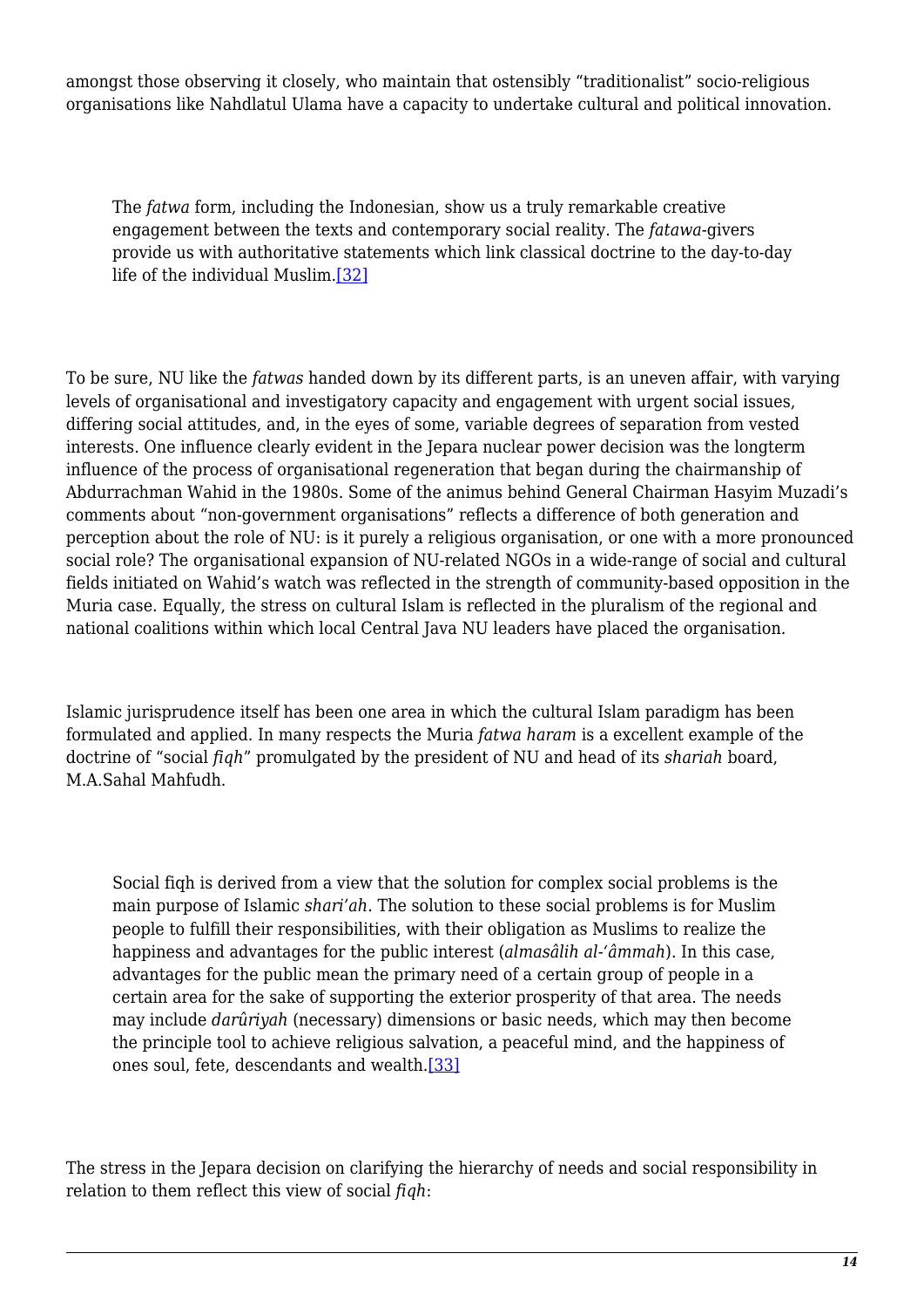amongst those observing it closely, who maintain that ostensibly “traditionalist” socio-religious organisations like Nahdlatul Ulama have a capacity to undertake cultural and political innovation.

> The *fatwa* form, including the Indonesian, show us a truly remarkable creative engagement between the texts and contemporary social reality. The *fatawa*-givers provide us with authoritative statements which link classical doctrine to the day-to-day life of the individual Muslim.[32]

To be sure, NU like the *fatwas* handed down by its different parts, is an uneven affair, with varying levels of organisational and investigatory capacity and engagement with urgent social issues, differing social attitudes, and, in the eyes of some, variable degrees of separation from vested interests. One influence clearly evident in the Jepara nuclear power decision was the longterm influence of the process of organisational regeneration that began during the chairmanship of Abdurrachman Wahid in the 1980s. Some of the animus behind General Chairman Hasyim Muzadi’s comments about “non-government organisations” reflects a difference of both generation and perception about the role of NU: is it purely a religious organisation, or one with a more pronounced social role? The organisational expansion of NU-related NGOs in a wide-range of social and cultural fields initiated on Wahid’s watch was reflected in the strength of community-based opposition in the Muria case. Equally, the stress on cultural Islam is reflected in the pluralism of the regional and national coalitions within which local Central Java NU leaders have placed the organisation.

Islamic jurisprudence itself has been one area in which the cultural Islam paradigm has been formulated and applied. In many respects the Muria *fatwa haram* is a excellent example of the doctrine of “social *fiqh*” promulgated by the president of NU and head of its *shariah* board, M.A.Sahal Mahfudh.

> Social fiqh is derived from a view that the solution for complex social problems is the main purpose of Islamic *shari’ah*. The solution to these social problems is for Muslim people to fulfill their responsibilities, with their obligation as Muslims to realize the happiness and advantages for the public interest (*almasâlih al-‘âmmah*). In this case, advantages for the public mean the primary need of a certain group of people in a certain area for the sake of supporting the exterior prosperity of that area. The needs may include *darûriyah* (necessary) dimensions or basic needs, which may then become the principle tool to achieve religious salvation, a peaceful mind, and the happiness of ones soul, fete, descendants and wealth.[33]

The stress in the Jepara decision on clarifying the hierarchy of needs and social responsibility in relation to them reflect this view of social *fiqh*: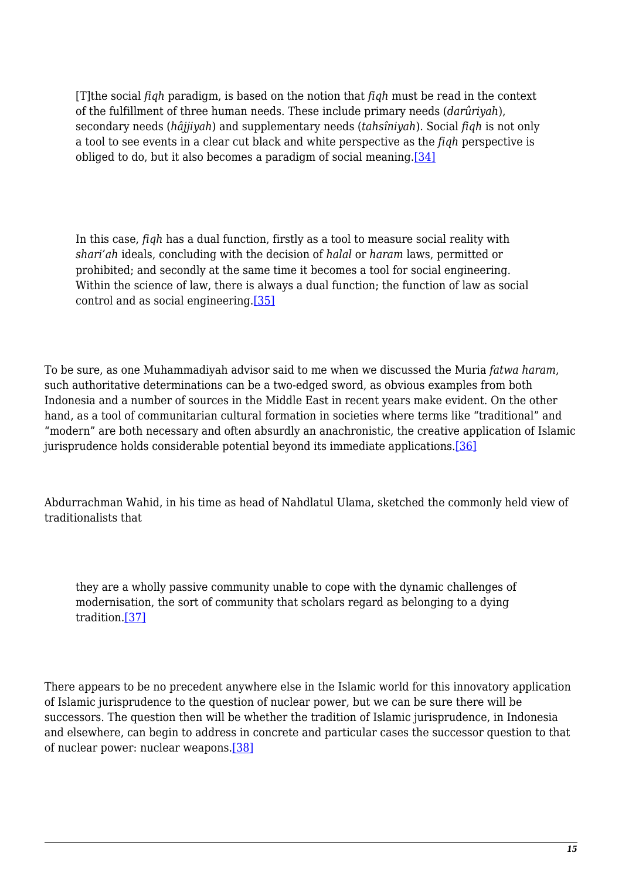> [T]the social *fiqh* paradigm, is based on the notion that *fiqh* must be read in the context of the fulfillment of three human needs. These include primary needs (*darûriyah*), secondary needs (*hâjjiyah*) and supplementary needs (*tahsîniyah*). Social *fiqh* is not only a tool to see events in a clear cut black and white perspective as the *fiqh* perspective is obliged to do, but it also becomes a paradigm of social meaning.[34]

> In this case, *fiqh* has a dual function, firstly as a tool to measure social reality with *shari'ah* ideals, concluding with the decision of *halal* or *haram* laws, permitted or prohibited; and secondly at the same time it becomes a tool for social engineering. Within the science of law, there is always a dual function; the function of law as social control and as social engineering.[35]

To be sure, as one Muhammadiyah advisor said to me when we discussed the Muria *fatwa haram*, such authoritative determinations can be a two-edged sword, as obvious examples from both Indonesia and a number of sources in the Middle East in recent years make evident. On the other hand, as a tool of communitarian cultural formation in societies where terms like "traditional" and "modern" are both necessary and often absurdly an anachronistic, the creative application of Islamic jurisprudence holds considerable potential beyond its immediate applications.[36]

Abdurrachman Wahid, in his time as head of Nahdlatul Ulama, sketched the commonly held view of traditionalists that

> they are a wholly passive community unable to cope with the dynamic challenges of modernisation, the sort of community that scholars regard as belonging to a dying tradition.[37]

There appears to be no precedent anywhere else in the Islamic world for this innovatory application of Islamic jurisprudence to the question of nuclear power, but we can be sure there will be successors. The question then will be whether the tradition of Islamic jurisprudence, in Indonesia and elsewhere, can begin to address in concrete and particular cases the successor question to that of nuclear power: nuclear weapons.[38]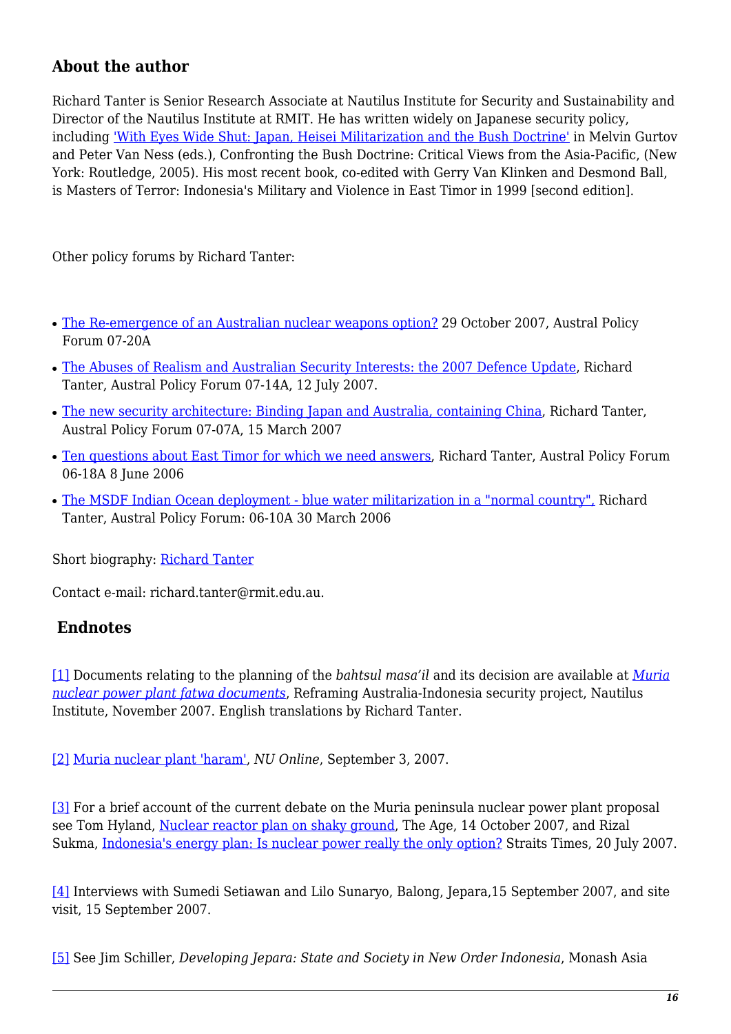### About the author

Richard Tanter is Senior Research Associate at Nautilus Institute for Security and Sustainability and Director of the Nautilus Institute at RMIT. He has written widely on Japanese security policy, including 'With Eyes Wide Shut: Japan, Heisei Militarization and the Bush Doctrine' in Melvin Gurtov and Peter Van Ness (eds.), Confronting the Bush Doctrine: Critical Views from the Asia-Pacific, (New York: Routledge, 2005). His most recent book, co-edited with Gerry Van Klinken and Desmond Ball, is Masters of Terror: Indonesia's Military and Violence in East Timor in 1999 [second edition].

Other policy forums by Richard Tanter:

- The Re-emergence of an Australian nuclear weapons option? 29 October 2007, Austral Policy Forum 07-20A
- The Abuses of Realism and Australian Security Interests: the 2007 Defence Update, Richard Tanter, Austral Policy Forum 07-14A, 12 July 2007.
- The new security architecture: Binding Japan and Australia, containing China, Richard Tanter, Austral Policy Forum 07-07A, 15 March 2007
- Ten questions about East Timor for which we need answers, Richard Tanter, Austral Policy Forum 06-18A 8 June 2006
- The MSDF Indian Ocean deployment - blue water militarization in a "normal country", Richard Tanter, Austral Policy Forum: 06-10A 30 March 2006

Short biography: Richard Tanter

Contact e-mail: richard.tanter@rmit.edu.au.

### Endnotes

[1] Documents relating to the planning of the *bahtsul masa'il* and its decision are available at *Muria nuclear power plant fatwa documents*, Reframing Australia-Indonesia security project, Nautilus Institute, November 2007. English translations by Richard Tanter.

[2] Muria nuclear plant 'haram', *NU Online*, September 3, 2007.

[3] For a brief account of the current debate on the Muria peninsula nuclear power plant proposal see Tom Hyland, Nuclear reactor plan on shaky ground, The Age, 14 October 2007, and Rizal Sukma, Indonesia's energy plan: Is nuclear power really the only option? Straits Times, 20 July 2007.

[4] Interviews with Sumedi Setiawan and Lilo Sunaryo, Balong, Jepara,15 September 2007, and site visit, 15 September 2007.

[5] See Jim Schiller, *Developing Jepara: State and Society in New Order Indonesia*, Monash Asia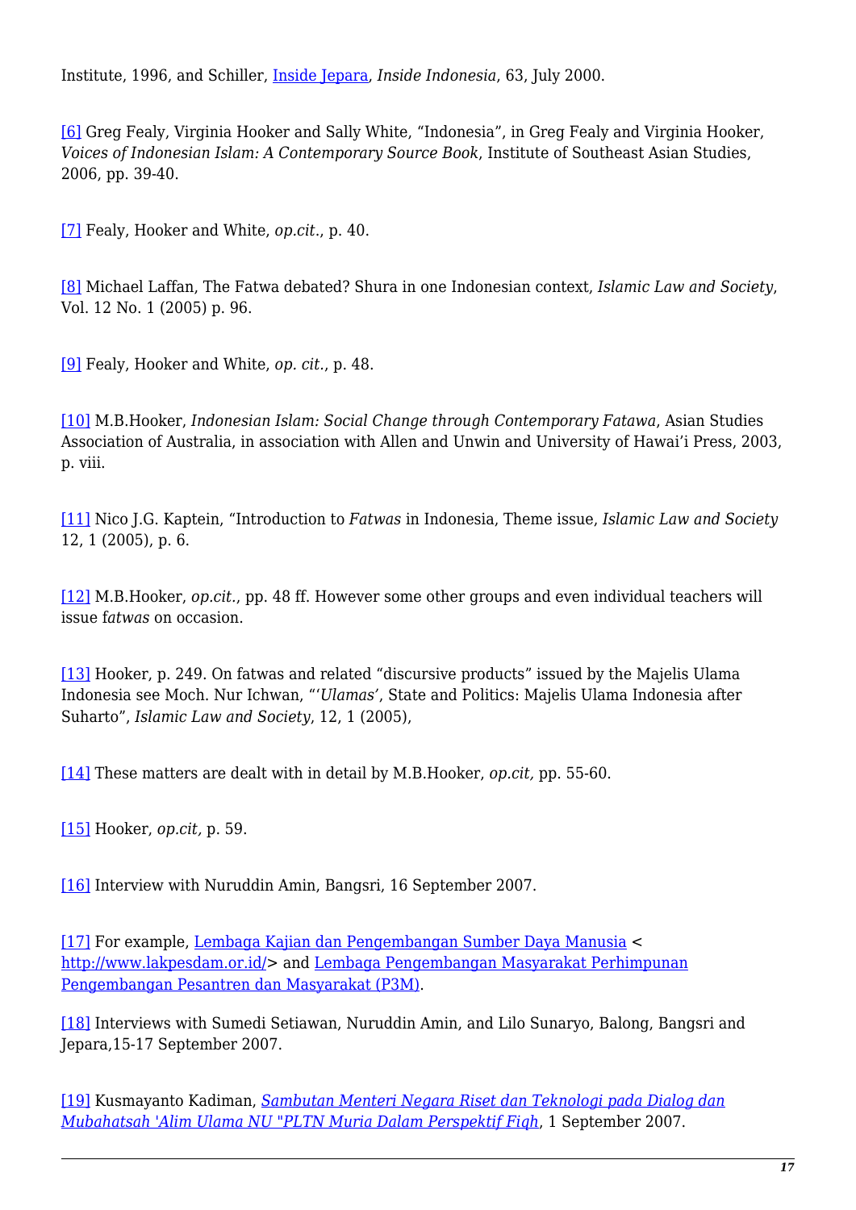Institute, 1996, and Schiller, Inside Jepara, *Inside Indonesia*, 63, July 2000.

[6] Greg Fealy, Virginia Hooker and Sally White, “Indonesia”, in Greg Fealy and Virginia Hooker, *Voices of Indonesian Islam: A Contemporary Source Book*, Institute of Southeast Asian Studies, 2006, pp. 39-40.

[7] Fealy, Hooker and White, *op.cit.*, p. 40.

[8] Michael Laffan, The Fatwa debated? Shura in one Indonesian context, *Islamic Law and Society*, Vol. 12 No. 1 (2005) p. 96.

[9] Fealy, Hooker and White, *op. cit.*, p. 48.

[10] M.B.Hooker, *Indonesian Islam: Social Change through Contemporary Fatawa*, Asian Studies Association of Australia, in association with Allen and Unwin and University of Hawai’i Press, 2003, p. viii.

[11] Nico J.G. Kaptein, “Introduction to *Fatwas* in Indonesia, Theme issue, *Islamic Law and Society* 12, 1 (2005), p. 6.

[12] M.B.Hooker, *op.cit.*, pp. 48 ff. However some other groups and even individual teachers will issue f*atwas* on occasion.

[13] Hooker, p. 249. On fatwas and related “discursive products” issued by the Majelis Ulama Indonesia see Moch. Nur Ichwan, “‘*Ulamas*’, State and Politics: Majelis Ulama Indonesia after Suharto”, *Islamic Law and Society*, 12, 1 (2005),

[14] These matters are dealt with in detail by M.B.Hooker, *op.cit,* pp. 55-60.

[15] Hooker, *op.cit,* p. 59.

[16] Interview with Nuruddin Amin, Bangsri, 16 September 2007.

[17] For example, Lembaga Kajian dan Pengembangan Sumber Daya Manusia < http://www.lakpesdam.or.id/> and Lembaga Pengembangan Masyarakat Perhimpunan Pengembangan Pesantren dan Masyarakat (P3M).

[18] Interviews with Sumedi Setiawan, Nuruddin Amin, and Lilo Sunaryo, Balong, Bangsri and Jepara,15-17 September 2007.

[19] Kusmayanto Kadiman, *Sambutan Menteri Negara Riset dan Teknologi pada Dialog dan Mubahatsah 'Alim Ulama NU "PLTN Muria Dalam Perspektif Fiqh*, 1 September 2007.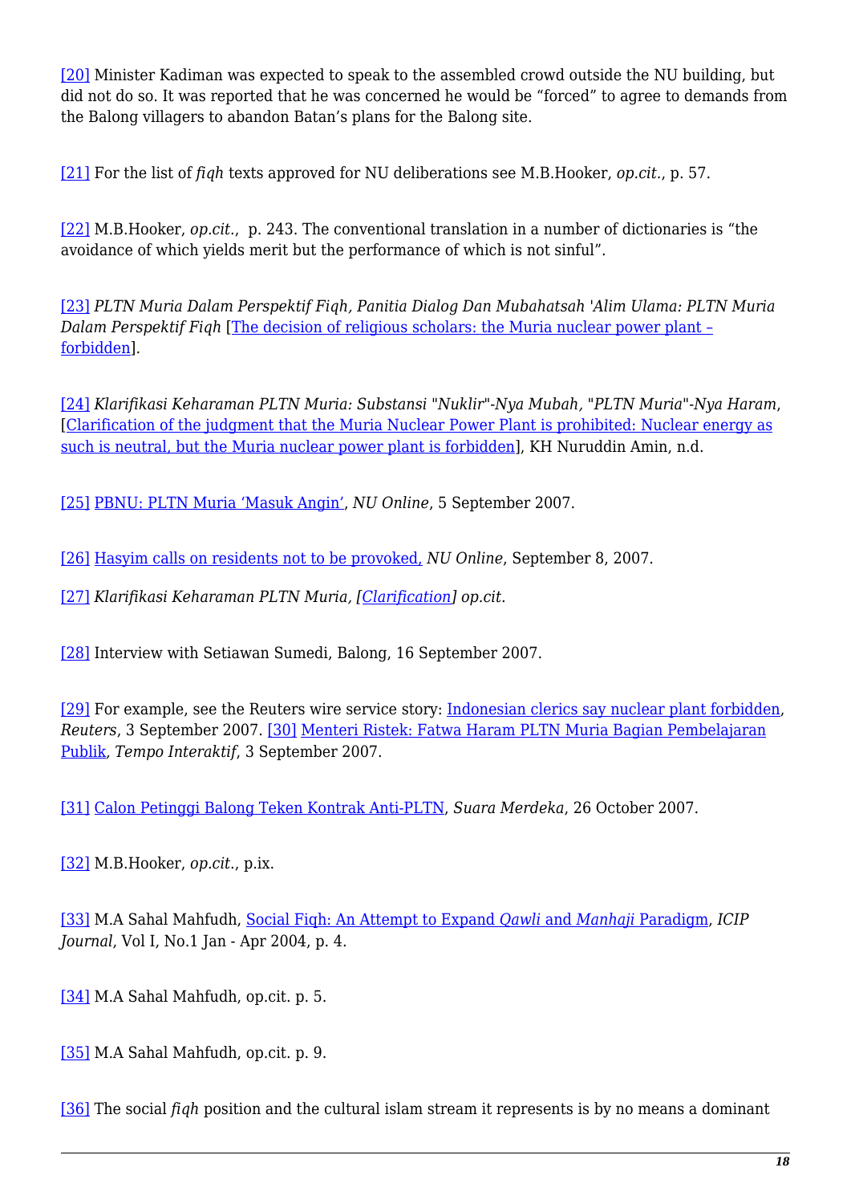[20] Minister Kadiman was expected to speak to the assembled crowd outside the NU building, but did not do so. It was reported that he was concerned he would be "forced" to agree to demands from the Balong villagers to abandon Batan's plans for the Balong site.

[21] For the list of *fiqh* texts approved for NU deliberations see M.B.Hooker, *op.cit.*, p. 57.

[22] M.B.Hooker, *op.cit.*, p. 243. The conventional translation in a number of dictionaries is "the avoidance of which yields merit but the performance of which is not sinful".

[23] *PLTN Muria Dalam Perspektif Fiqh, Panitia Dialog Dan Mubahatsah 'Alim Ulama: PLTN Muria Dalam Perspektif Fiqh* [The decision of religious scholars: the Muria nuclear power plant – forbidden].

[24] *Klarifikasi Keharaman PLTN Muria: Substansi "Nuklir"-Nya Mubah, "PLTN Muria"-Nya Haram*, [Clarification of the judgment that the Muria Nuclear Power Plant is prohibited: Nuclear energy as such is neutral, but the Muria nuclear power plant is forbidden], KH Nuruddin Amin, n.d.

[25] PBNU: PLTN Muria 'Masuk Angin', *NU Online*, 5 September 2007.

[26] Hasyim calls on residents not to be provoked, *NU Online*, September 8, 2007.

[27] *Klarifikasi Keharaman PLTN Muria, [Clarification] op.cit.*

[28] Interview with Setiawan Sumedi, Balong, 16 September 2007.

[29] For example, see the Reuters wire service story: Indonesian clerics say nuclear plant forbidden, *Reuters*, 3 September 2007. [30] Menteri Ristek: Fatwa Haram PLTN Muria Bagian Pembelajaran Publik, *Tempo Interaktif*, 3 September 2007.

[31] Calon Petinggi Balong Teken Kontrak Anti-PLTN, *Suara Merdeka*, 26 October 2007.

[32] M.B.Hooker, *op.cit.*, p.ix.

[33] M.A Sahal Mahfudh, Social Fiqh: An Attempt to Expand *Qawli* and *Manhaji* Paradigm, *ICIP Journal*, Vol I, No.1 Jan - Apr 2004, p. 4.

[34] M.A Sahal Mahfudh, op.cit. p. 5.

[35] M.A Sahal Mahfudh, op.cit. p. 9.

[36] The social *fiqh* position and the cultural islam stream it represents is by no means a dominant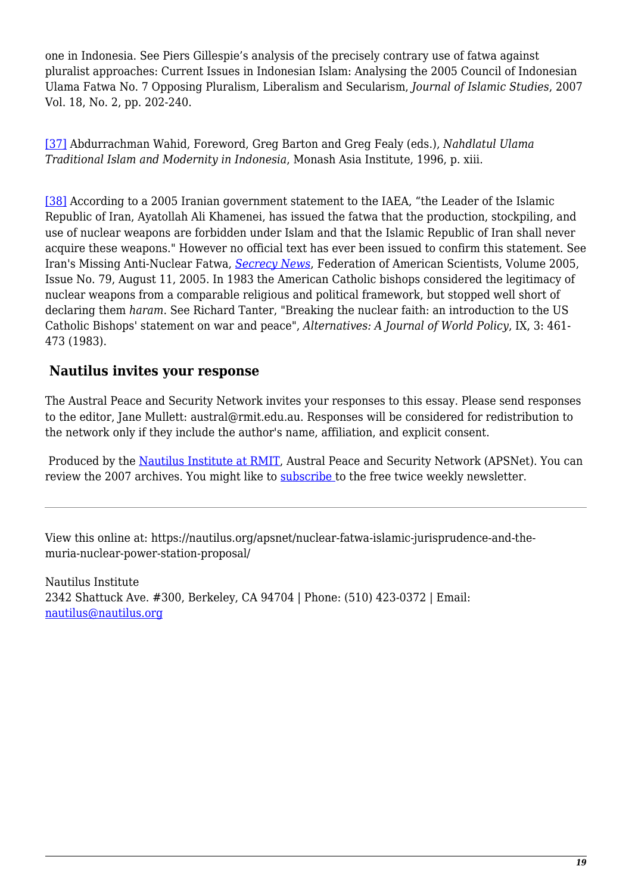one in Indonesia. See Piers Gillespie's analysis of the precisely contrary use of fatwa against pluralist approaches: Current Issues in Indonesian Islam: Analysing the 2005 Council of Indonesian Ulama Fatwa No. 7 Opposing Pluralism, Liberalism and Secularism, *Journal of Islamic Studies*, 2007 Vol. 18, No. 2, pp. 202-240.

[37] Abdurrachman Wahid, Foreword, Greg Barton and Greg Fealy (eds.), *Nahdlatul Ulama Traditional Islam and Modernity in Indonesia*, Monash Asia Institute, 1996, p. xiii.

[38] According to a 2005 Iranian government statement to the IAEA, "the Leader of the Islamic Republic of Iran, Ayatollah Ali Khamenei, has issued the fatwa that the production, stockpiling, and use of nuclear weapons are forbidden under Islam and that the Islamic Republic of Iran shall never acquire these weapons." However no official text has ever been issued to confirm this statement. See Iran's Missing Anti-Nuclear Fatwa, *Secrecy News*, Federation of American Scientists, Volume 2005, Issue No. 79, August 11, 2005. In 1983 the American Catholic bishops considered the legitimacy of nuclear weapons from a comparable religious and political framework, but stopped well short of declaring them *haram*. See Richard Tanter, "Breaking the nuclear faith: an introduction to the US Catholic Bishops' statement on war and peace", *Alternatives: A Journal of World Policy*, IX, 3: 461-473 (1983).

### Nautilus invites your response

The Austral Peace and Security Network invites your responses to this essay. Please send responses to the editor, Jane Mullett: austral@rmit.edu.au. Responses will be considered for redistribution to the network only if they include the author's name, affiliation, and explicit consent.

Produced by the Nautilus Institute at RMIT, Austral Peace and Security Network (APSNet). You can review the 2007 archives. You might like to subscribe to the free twice weekly newsletter.

---

View this online at: https://nautilus.org/apsnet/nuclear-fatwa-islamic-jurisprudence-and-the-muria-nuclear-power-station-proposal/

Nautilus Institute
2342 Shattuck Ave. #300, Berkeley, CA 94704 | Phone: (510) 423-0372 | Email: nautilus@nautilus.org